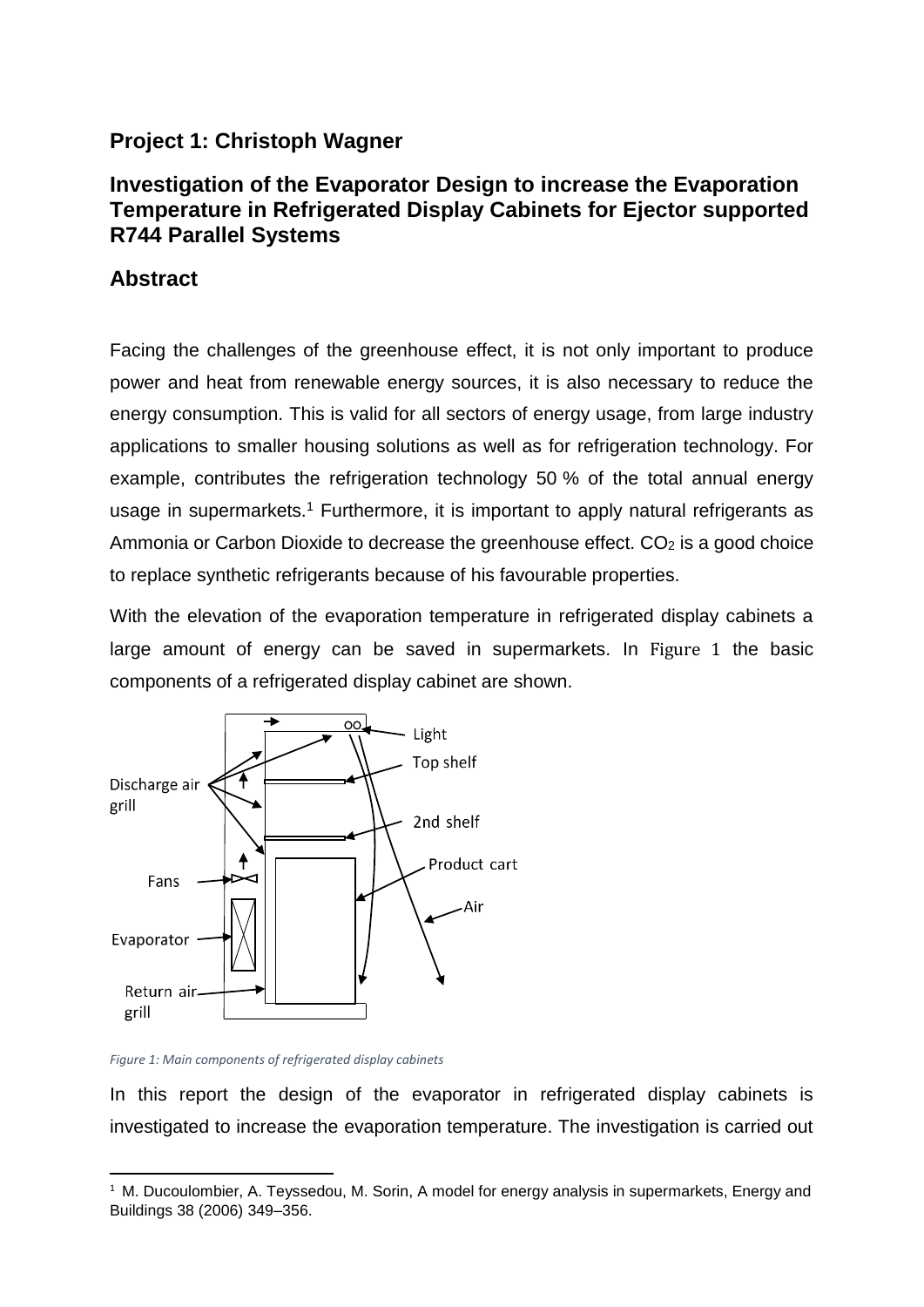## Project 1: Christoph Wagner

## Investigation of the Evaporator Design to increase the Evaporation Temperature in Refrigerated Display Cabinets for Ejector supported R744 Parallel Systems

## Abstract

Facing the challenges of the greenhouse effect, it is not only important to produce power and heat from renewable energy sources, it is also necessary to reduce the energy consumption. This is valid for all sectors of energy usage, from large industry applications to smaller housing solutions as well as for refrigeration technology. For example, contributes the refrigeration technology 50 % of the total annual energy usage in supermarkets.[1] Furthermore, it is important to apply natural refrigerants as Ammonia or Carbon Dioxide to decrease the greenhouse effect. $CO_2$ is a good choice to replace synthetic refrigerants because of his favourable properties.

With the elevation of the evaporation temperature in refrigerated display cabinets a large amount of energy can be saved in supermarkets. In Figure 1 the basic components of a refrigerated display cabinet are shown.

Light

Top shelf

Discharge air grill

2nd shelf

Product cart

Fans

Air

Evaporator

Return air grill

*Figure 1: Main components of refrigerated display cabinets*

In this report the design of the evaporator in refrigerated display cabinets is investigated to increase the evaporation temperature. The investigation is carried out

[1] M. Ducoulombier, A. Teyssedou, M. Sorin, A model for energy analysis in supermarkets, Energy and Buildings 38 (2006) 349–356.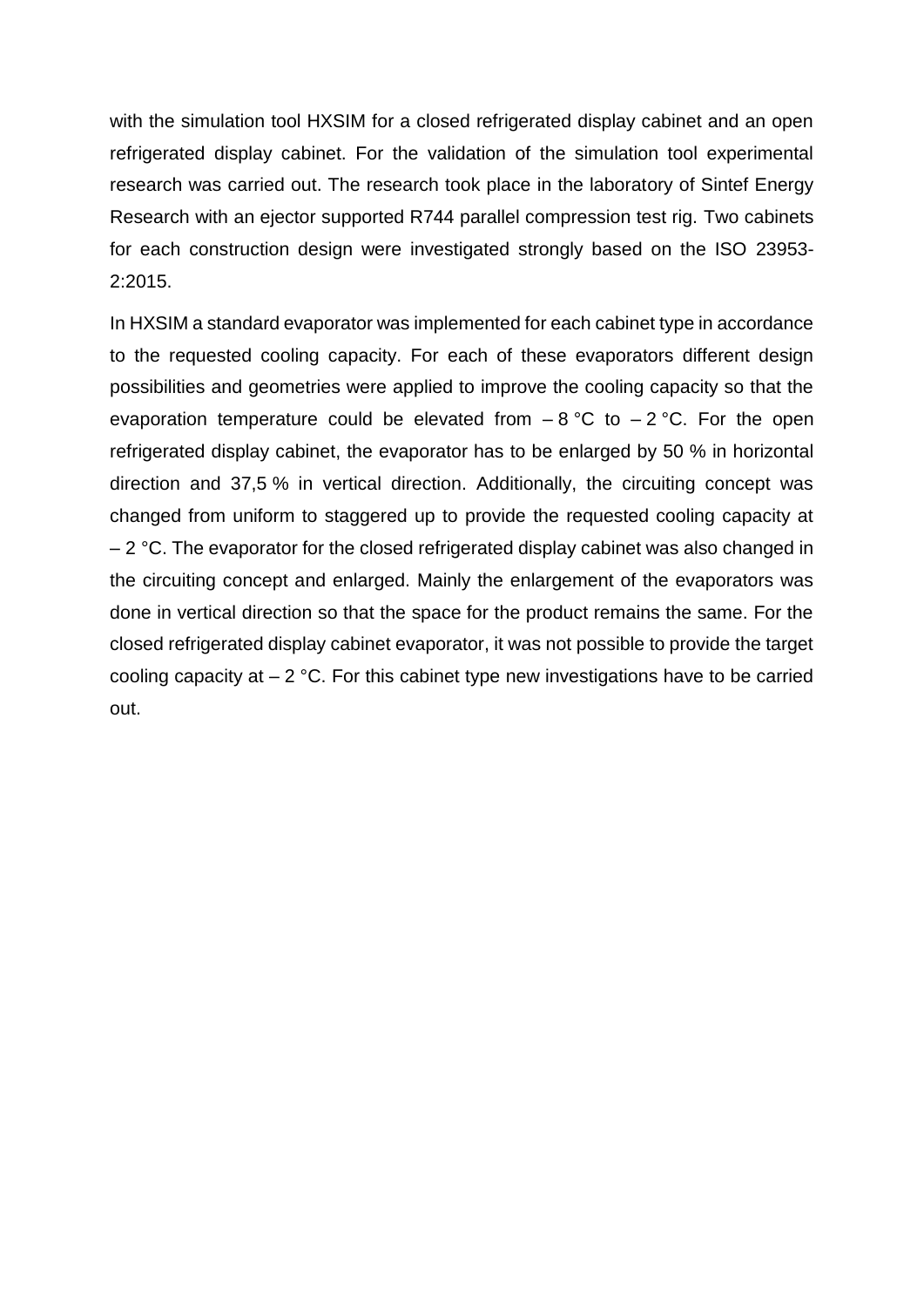with the simulation tool HXSIM for a closed refrigerated display cabinet and an open refrigerated display cabinet. For the validation of the simulation tool experimental research was carried out. The research took place in the laboratory of Sintef Energy Research with an ejector supported R744 parallel compression test rig. Two cabinets for each construction design were investigated strongly based on the ISO 23953-2:2015.

In HXSIM a standard evaporator was implemented for each cabinet type in accordance to the requested cooling capacity. For each of these evaporators different design possibilities and geometries were applied to improve the cooling capacity so that the evaporation temperature could be elevated from – 8 °C to – 2 °C. For the open refrigerated display cabinet, the evaporator has to be enlarged by 50 % in horizontal direction and 37,5 % in vertical direction. Additionally, the circuiting concept was changed from uniform to staggered up to provide the requested cooling capacity at – 2 °C. The evaporator for the closed refrigerated display cabinet was also changed in the circuiting concept and enlarged. Mainly the enlargement of the evaporators was done in vertical direction so that the space for the product remains the same. For the closed refrigerated display cabinet evaporator, it was not possible to provide the target cooling capacity at – 2 °C. For this cabinet type new investigations have to be carried out.